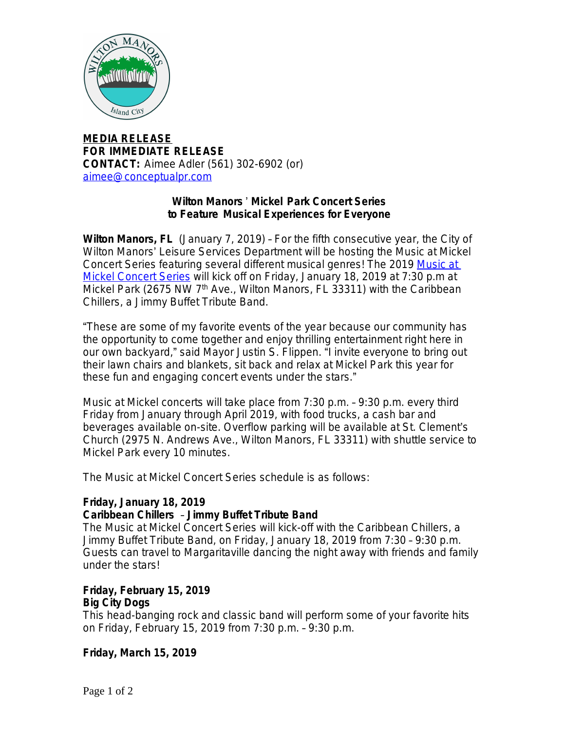**MEDIA RELEASE**
**FOR IMMEDIATE RELEASE**
**CONTACT:** Aimee Adler (561) 302-6902 (or)
aimee@conceptualpr.com

**Wilton Manors' Mickel Park Concert Series**
**to Feature Musical Experiences for Everyone**

**Wilton Manors, FL** (January 7, 2019) – For the fifth consecutive year, the City of Wilton Manors' Leisure Services Department will be hosting the Music at Mickel Concert Series featuring several different musical genres! The 2019 Music at Mickel Concert Series will kick off on Friday, January 18, 2019 at 7:30 p.m at Mickel Park (2675 NW 7th Ave., Wilton Manors, FL 33311) with the Caribbean Chillers, a Jimmy Buffet Tribute Band.

"These are some of my favorite events of the year because our community has the opportunity to come together and enjoy thrilling entertainment right here in our own backyard," said Mayor Justin S. Flippen. "I invite everyone to bring out their lawn chairs and blankets, sit back and relax at Mickel Park this year for these fun and engaging concert events under the stars."

Music at Mickel concerts will take place from 7:30 p.m. – 9:30 p.m. every third Friday from January through April 2019, with food trucks, a cash bar and beverages available on-site. Overflow parking will be available at St. Clement's Church (2975 N. Andrews Ave., Wilton Manors, FL 33311) with shuttle service to Mickel Park every 10 minutes.

The Music at Mickel Concert Series schedule is as follows:

**Friday, January 18, 2019**
**Caribbean Chillers – Jimmy Buffet Tribute Band**
The Music at Mickel Concert Series will kick-off with the Caribbean Chillers, a Jimmy Buffet Tribute Band, on Friday, January 18, 2019 from 7:30 – 9:30 p.m. Guests can travel to Margaritaville dancing the night away with friends and family under the stars!

**Friday, February 15, 2019**
**Big City Dogs**
This head-banging rock and classic band will perform some of your favorite hits on Friday, February 15, 2019 from 7:30 p.m. – 9:30 p.m.

**Friday, March 15, 2019**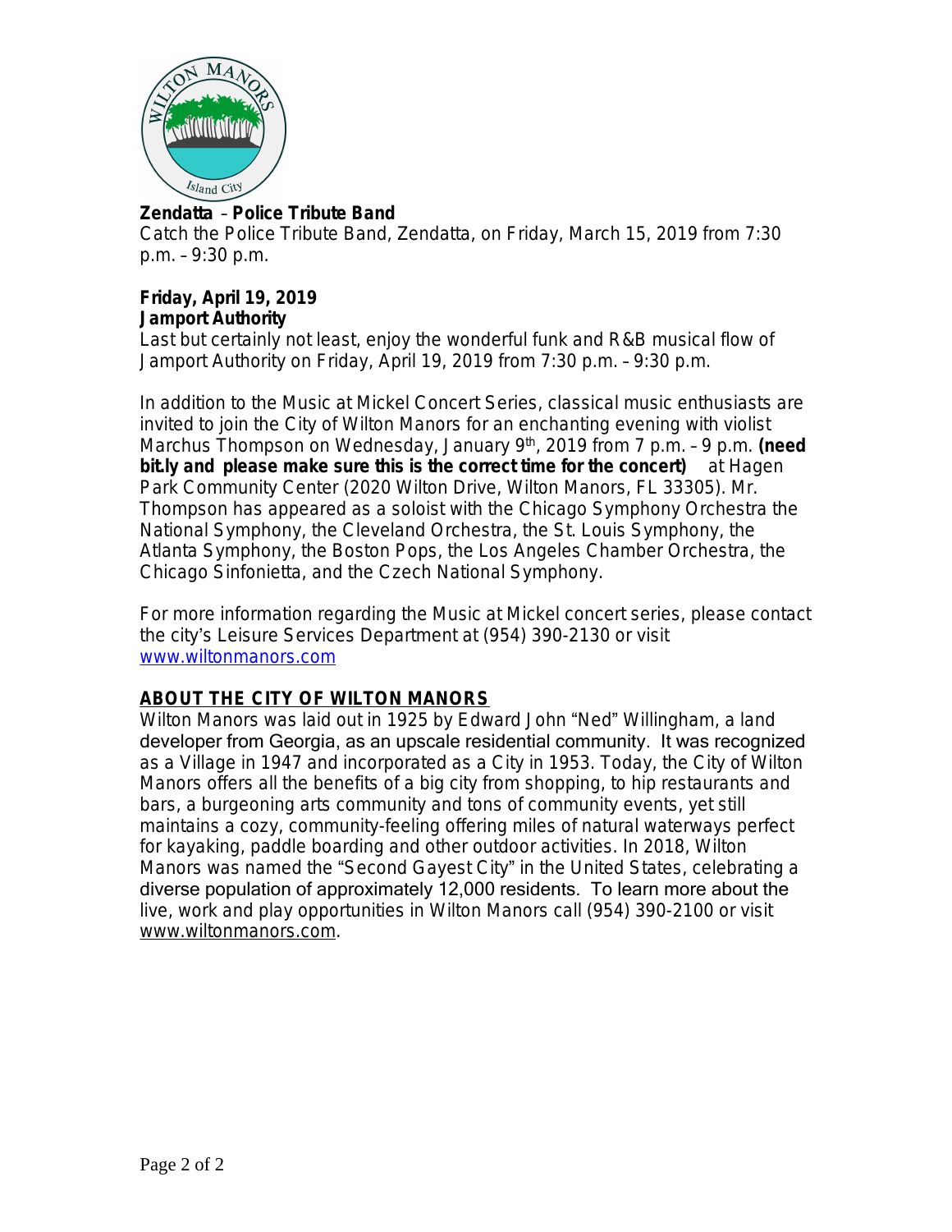**Zendatta – Police Tribute Band**
Catch the Police Tribute Band, Zendatta, on Friday, March 15, 2019 from 7:30 p.m. – 9:30 p.m.

**Friday, April 19, 2019**
**Jamport Authority**
Last but certainly not least, enjoy the wonderful funk and R&B musical flow of Jamport Authority on Friday, April 19, 2019 from 7:30 p.m. – 9:30 p.m.

In addition to the Music at Mickel Concert Series, classical music enthusiasts are invited to join the City of Wilton Manors for an enchanting evening with violist Marchus Thompson on Wednesday, January 9th, 2019 from 7 p.m. – 9 p.m. **(need bit.ly and please make sure this is the correct time for the concert)** at Hagen Park Community Center (2020 Wilton Drive, Wilton Manors, FL 33305). Mr. Thompson has appeared as a soloist with the Chicago Symphony Orchestra the National Symphony, the Cleveland Orchestra, the St. Louis Symphony, the Atlanta Symphony, the Boston Pops, the Los Angeles Chamber Orchestra, the Chicago Sinfonietta, and the Czech National Symphony.

For more information regarding the Music at Mickel concert series, please contact the city's Leisure Services Department at (954) 390-2130 or visit [www.wiltonmanors.com](http://www.wiltonmanors.com)

## ABOUT THE CITY OF WILTON MANORS

Wilton Manors was laid out in 1925 by Edward John "Ned" Willingham, a land developer from Georgia, as an upscale residential community. It was recognized as a Village in 1947 and incorporated as a City in 1953. Today, the City of Wilton Manors offers all the benefits of a big city from shopping, to hip restaurants and bars, a burgeoning arts community and tons of community events, yet still maintains a cozy, community-feeling offering miles of natural waterways perfect for kayaking, paddle boarding and other outdoor activities. In 2018, Wilton Manors was named the "Second Gayest City" in the United States, celebrating a diverse population of approximately 12,000 residents. To learn more about the live, work and play opportunities in Wilton Manors call (954) 390-2100 or visit [www.wiltonmanors.com](http://www.wiltonmanors.com).